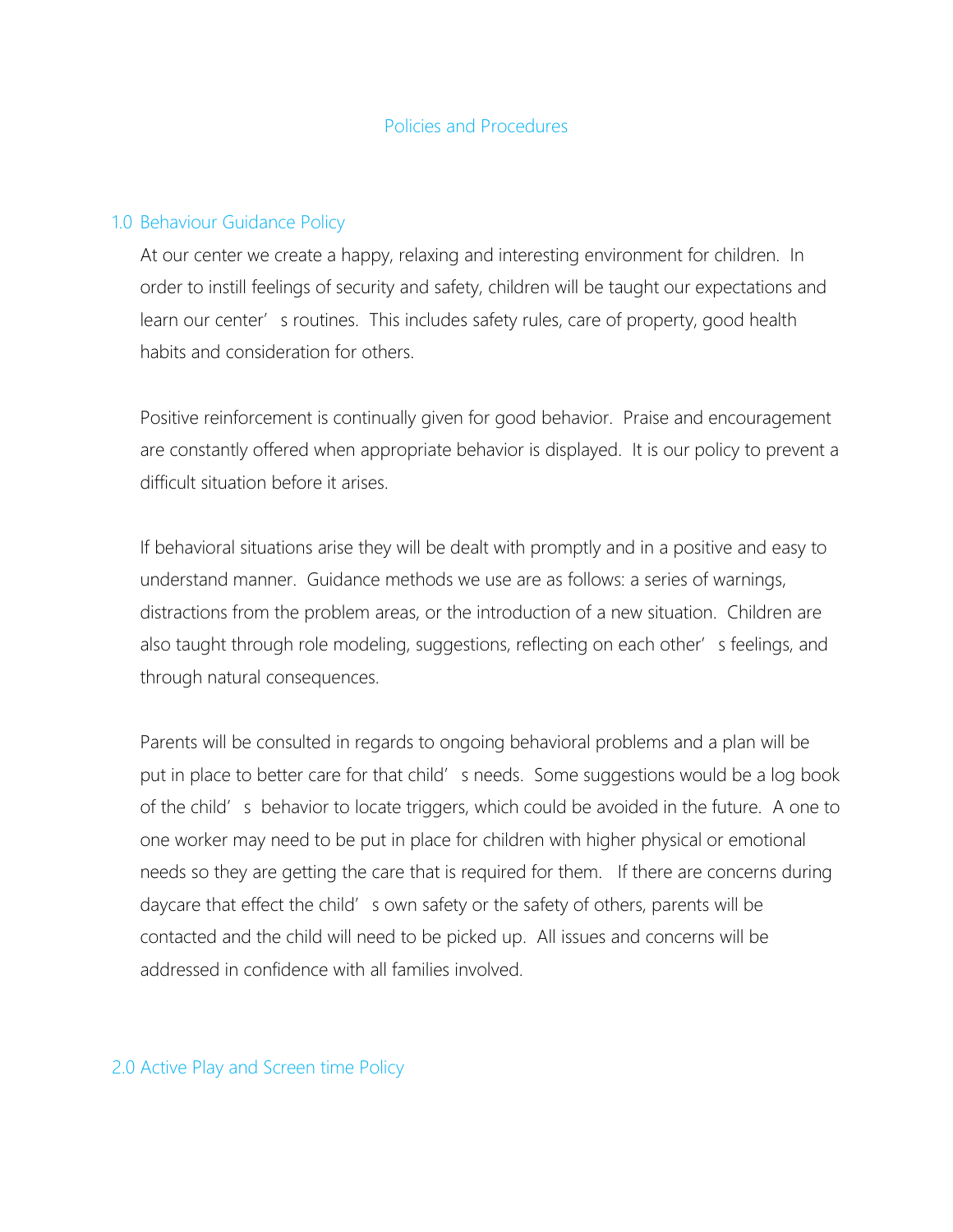# Policies and Procedures

## 1.0 Behaviour Guidance Policy

At our center we create a happy, relaxing and interesting environment for children. In order to instill feelings of security and safety, children will be taught our expectations and learn our center's routines. This includes safety rules, care of property, good health habits and consideration for others.

Positive reinforcement is continually given for good behavior. Praise and encouragement are constantly offered when appropriate behavior is displayed. It is our policy to prevent a difficult situation before it arises.

If behavioral situations arise they will be dealt with promptly and in a positive and easy to understand manner. Guidance methods we use are as follows: a series of warnings, distractions from the problem areas, or the introduction of a new situation. Children are also taught through role modeling, suggestions, reflecting on each other's feelings, and through natural consequences.

Parents will be consulted in regards to ongoing behavioral problems and a plan will be put in place to better care for that child's needs. Some suggestions would be a log book of the child's behavior to locate triggers, which could be avoided in the future. A one to one worker may need to be put in place for children with higher physical or emotional needs so they are getting the care that is required for them. If there are concerns during daycare that effect the child's own safety or the safety of others, parents will be contacted and the child will need to be picked up. All issues and concerns will be addressed in confidence with all families involved.

## 2.0 Active Play and Screen time Policy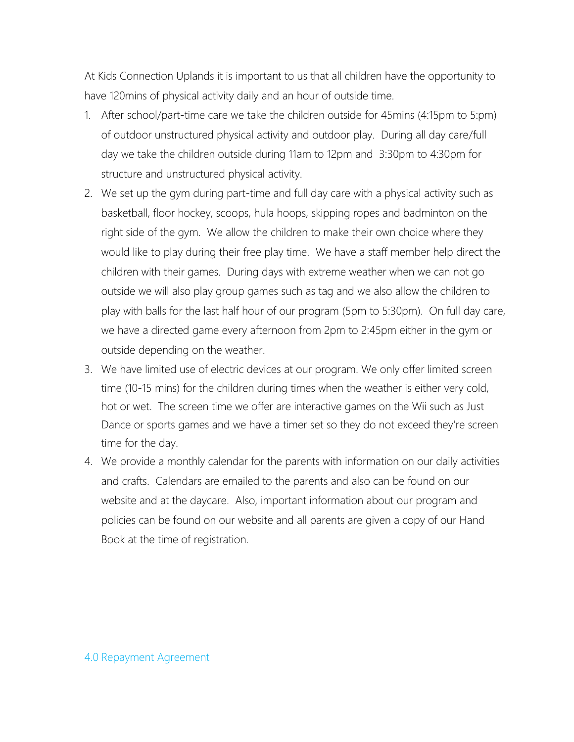At Kids Connection Uplands it is important to us that all children have the opportunity to have 120mins of physical activity daily and an hour of outside time.

1. After school/part-time care we take the children outside for 45mins (4:15pm to 5:pm) of outdoor unstructured physical activity and outdoor play. During all day care/full day we take the children outside during 11am to 12pm and 3:30pm to 4:30pm for structure and unstructured physical activity.
2. We set up the gym during part-time and full day care with a physical activity such as basketball, floor hockey, scoops, hula hoops, skipping ropes and badminton on the right side of the gym. We allow the children to make their own choice where they would like to play during their free play time. We have a staff member help direct the children with their games. During days with extreme weather when we can not go outside we will also play group games such as tag and we also allow the children to play with balls for the last half hour of our program (5pm to 5:30pm). On full day care, we have a directed game every afternoon from 2pm to 2:45pm either in the gym or outside depending on the weather.
3. We have limited use of electric devices at our program. We only offer limited screen time (10-15 mins) for the children during times when the weather is either very cold, hot or wet. The screen time we offer are interactive games on the Wii such as Just Dance or sports games and we have a timer set so they do not exceed they're screen time for the day.
4. We provide a monthly calendar for the parents with information on our daily activities and crafts. Calendars are emailed to the parents and also can be found on our website and at the daycare. Also, important information about our program and policies can be found on our website and all parents are given a copy of our Hand Book at the time of registration.

## 4.0 Repayment Agreement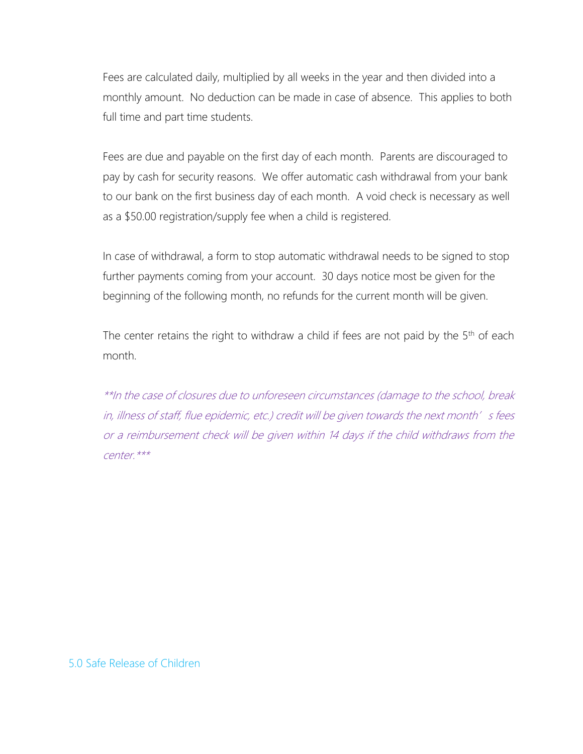Fees are calculated daily, multiplied by all weeks in the year and then divided into a monthly amount. No deduction can be made in case of absence. This applies to both full time and part time students.

Fees are due and payable on the first day of each month. Parents are discouraged to pay by cash for security reasons. We offer automatic cash withdrawal from your bank to our bank on the first business day of each month. A void check is necessary as well as a $50.00 registration/supply fee when a child is registered.

In case of withdrawal, a form to stop automatic withdrawal needs to be signed to stop further payments coming from your account. 30 days notice most be given for the beginning of the following month, no refunds for the current month will be given.

The center retains the right to withdraw a child if fees are not paid by the 5th of each month.

*\*\*In the case of closures due to unforeseen circumstances (damage to the school, break in, illness of staff, flue epidemic, etc.) credit will be given towards the next month's fees or a reimbursement check will be given within 14 days if the child withdraws from the center.\*\*\**

## 5.0 Safe Release of Children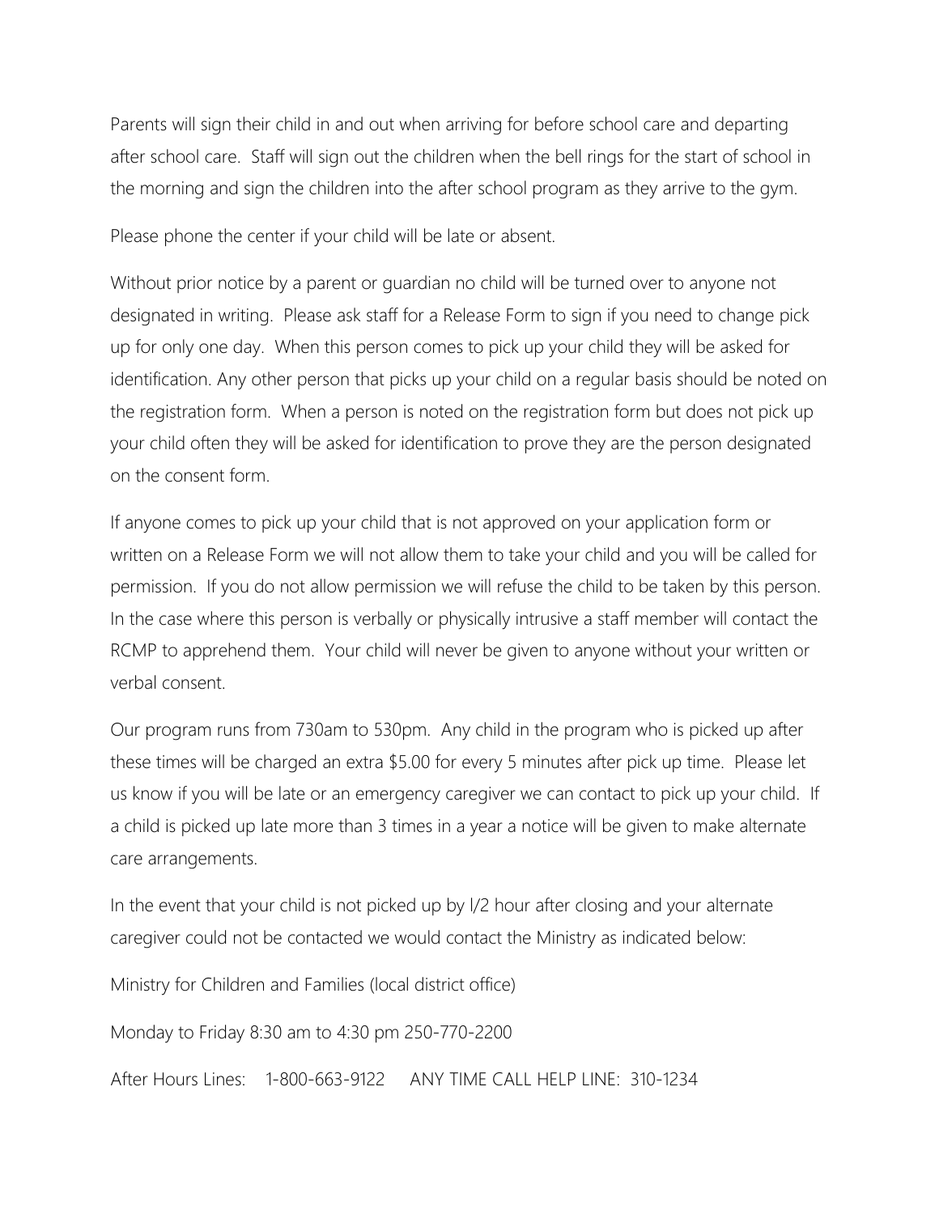Parents will sign their child in and out when arriving for before school care and departing after school care. Staff will sign out the children when the bell rings for the start of school in the morning and sign the children into the after school program as they arrive to the gym.

Please phone the center if your child will be late or absent.

Without prior notice by a parent or guardian no child will be turned over to anyone not designated in writing. Please ask staff for a Release Form to sign if you need to change pick up for only one day. When this person comes to pick up your child they will be asked for identification. Any other person that picks up your child on a regular basis should be noted on the registration form. When a person is noted on the registration form but does not pick up your child often they will be asked for identification to prove they are the person designated on the consent form.

If anyone comes to pick up your child that is not approved on your application form or written on a Release Form we will not allow them to take your child and you will be called for permission. If you do not allow permission we will refuse the child to be taken by this person. In the case where this person is verbally or physically intrusive a staff member will contact the RCMP to apprehend them. Your child will never be given to anyone without your written or verbal consent.

Our program runs from 730am to 530pm. Any child in the program who is picked up after these times will be charged an extra $5.00 for every 5 minutes after pick up time. Please let us know if you will be late or an emergency caregiver we can contact to pick up your child. If a child is picked up late more than 3 times in a year a notice will be given to make alternate care arrangements.

In the event that your child is not picked up by l/2 hour after closing and your alternate caregiver could not be contacted we would contact the Ministry as indicated below:

Ministry for Children and Families (local district office)

Monday to Friday 8:30 am to 4:30 pm 250-770-2200

After Hours Lines: 1-800-663-9122 ANY TIME CALL HELP LINE: 310-1234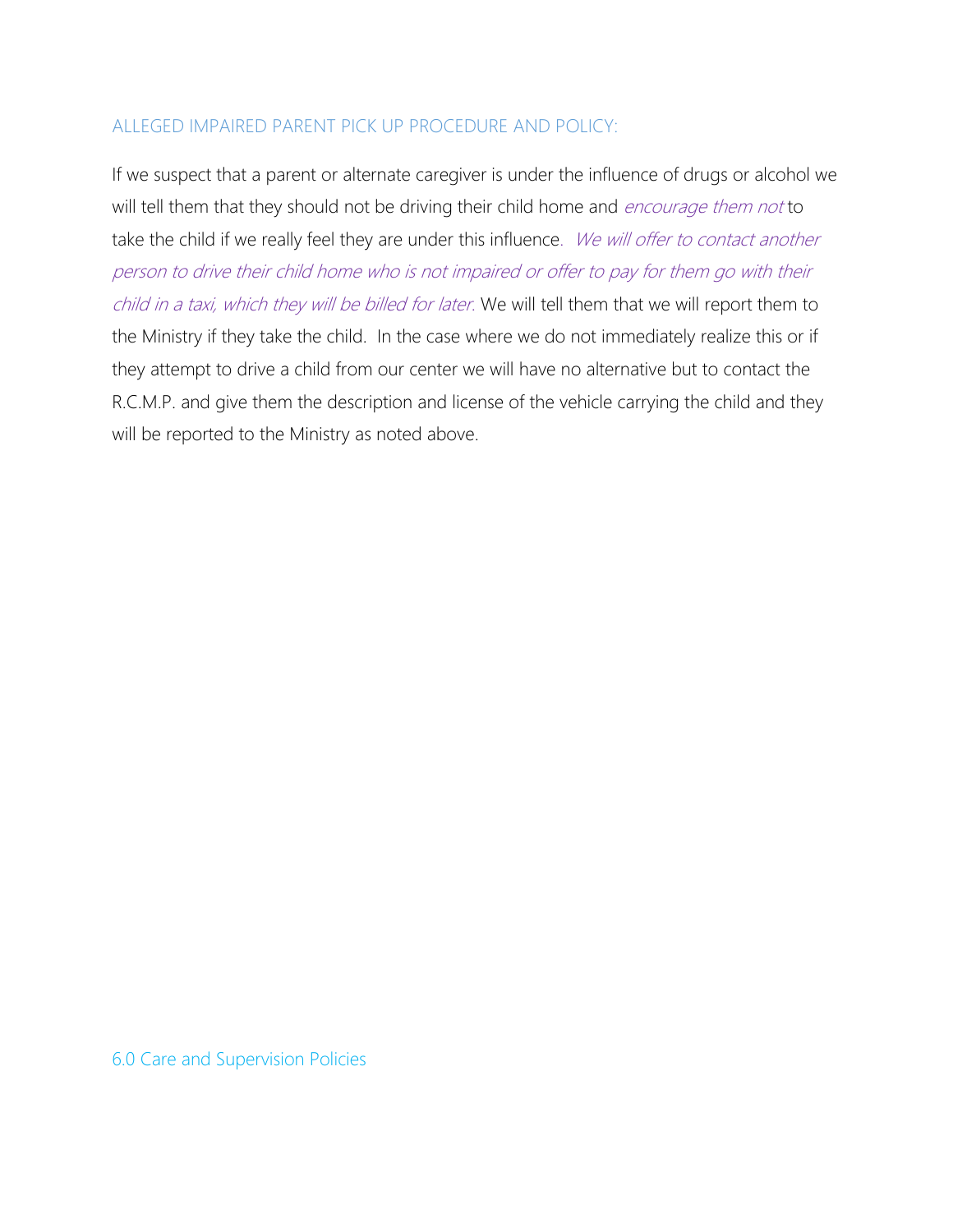## ALLEGED IMPAIRED PARENT PICK UP PROCEDURE AND POLICY:

If we suspect that a parent or alternate caregiver is under the influence of drugs or alcohol we will tell them that they should not be driving their child home and *encourage them not* to take the child if we really feel they are under this influence. *We will offer to contact another person to drive their child home who is not impaired or offer to pay for them go with their child in a taxi, which they will be billed for later*. We will tell them that we will report them to the Ministry if they take the child. In the case where we do not immediately realize this or if they attempt to drive a child from our center we will have no alternative but to contact the R.C.M.P. and give them the description and license of the vehicle carrying the child and they will be reported to the Ministry as noted above.

## 6.0 Care and Supervision Policies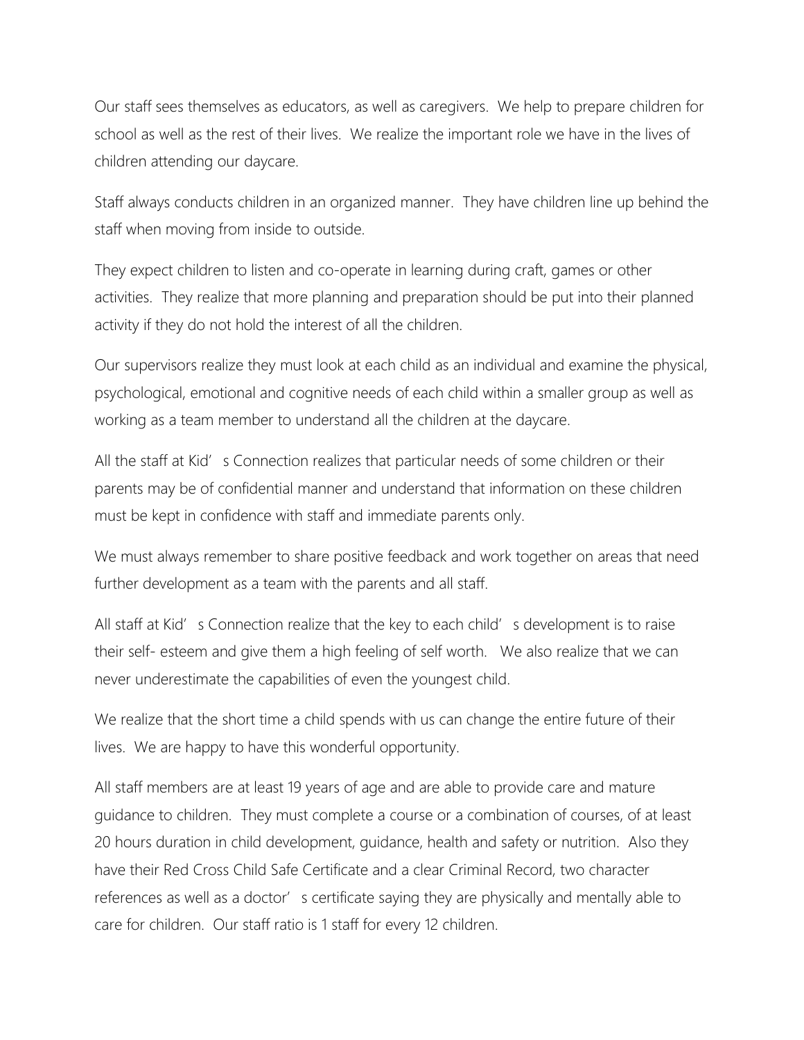Our staff sees themselves as educators, as well as caregivers. We help to prepare children for school as well as the rest of their lives. We realize the important role we have in the lives of children attending our daycare.

Staff always conducts children in an organized manner. They have children line up behind the staff when moving from inside to outside.

They expect children to listen and co-operate in learning during craft, games or other activities. They realize that more planning and preparation should be put into their planned activity if they do not hold the interest of all the children.

Our supervisors realize they must look at each child as an individual and examine the physical, psychological, emotional and cognitive needs of each child within a smaller group as well as working as a team member to understand all the children at the daycare.

All the staff at Kid's Connection realizes that particular needs of some children or their parents may be of confidential manner and understand that information on these children must be kept in confidence with staff and immediate parents only.

We must always remember to share positive feedback and work together on areas that need further development as a team with the parents and all staff.

All staff at Kid's Connection realize that the key to each child's development is to raise their self- esteem and give them a high feeling of self worth. We also realize that we can never underestimate the capabilities of even the youngest child.

We realize that the short time a child spends with us can change the entire future of their lives. We are happy to have this wonderful opportunity.

All staff members are at least 19 years of age and are able to provide care and mature guidance to children. They must complete a course or a combination of courses, of at least 20 hours duration in child development, guidance, health and safety or nutrition. Also they have their Red Cross Child Safe Certificate and a clear Criminal Record, two character references as well as a doctor's certificate saying they are physically and mentally able to care for children. Our staff ratio is 1 staff for every 12 children.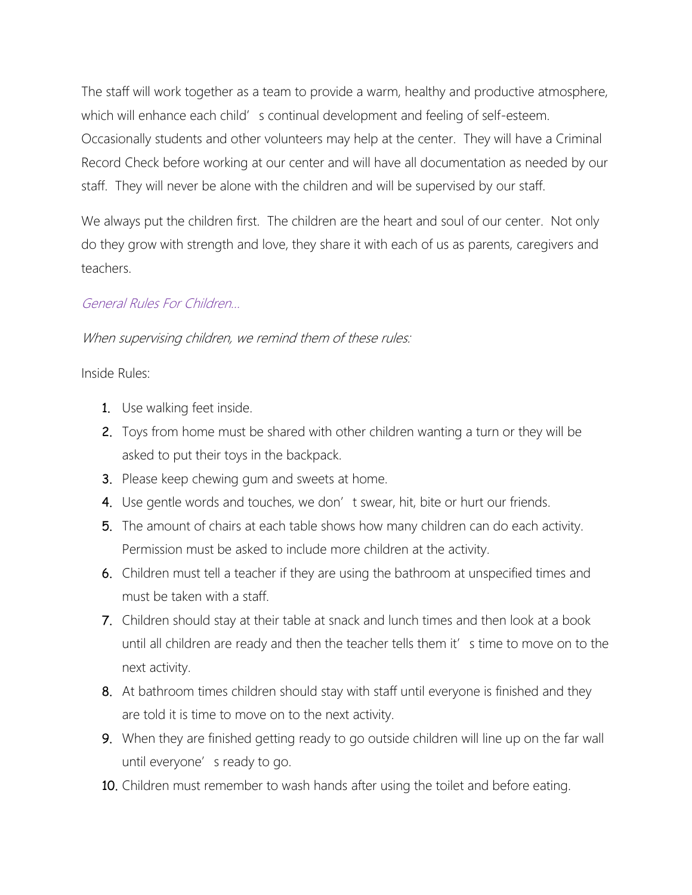The staff will work together as a team to provide a warm, healthy and productive atmosphere, which will enhance each child's continual development and feeling of self-esteem. Occasionally students and other volunteers may help at the center. They will have a Criminal Record Check before working at our center and will have all documentation as needed by our staff. They will never be alone with the children and will be supervised by our staff.

We always put the children first. The children are the heart and soul of our center. Not only do they grow with strength and love, they share it with each of us as parents, caregivers and teachers.

### *General Rules For Children…*

*When supervising children, we remind them of these rules:*

Inside Rules:

1. Use walking feet inside.
2. Toys from home must be shared with other children wanting a turn or they will be asked to put their toys in the backpack.
3. Please keep chewing gum and sweets at home.
4. Use gentle words and touches, we don't swear, hit, bite or hurt our friends.
5. The amount of chairs at each table shows how many children can do each activity. Permission must be asked to include more children at the activity.
6. Children must tell a teacher if they are using the bathroom at unspecified times and must be taken with a staff.
7. Children should stay at their table at snack and lunch times and then look at a book until all children are ready and then the teacher tells them it's time to move on to the next activity.
8. At bathroom times children should stay with staff until everyone is finished and they are told it is time to move on to the next activity.
9. When they are finished getting ready to go outside children will line up on the far wall until everyone's ready to go.
10. Children must remember to wash hands after using the toilet and before eating.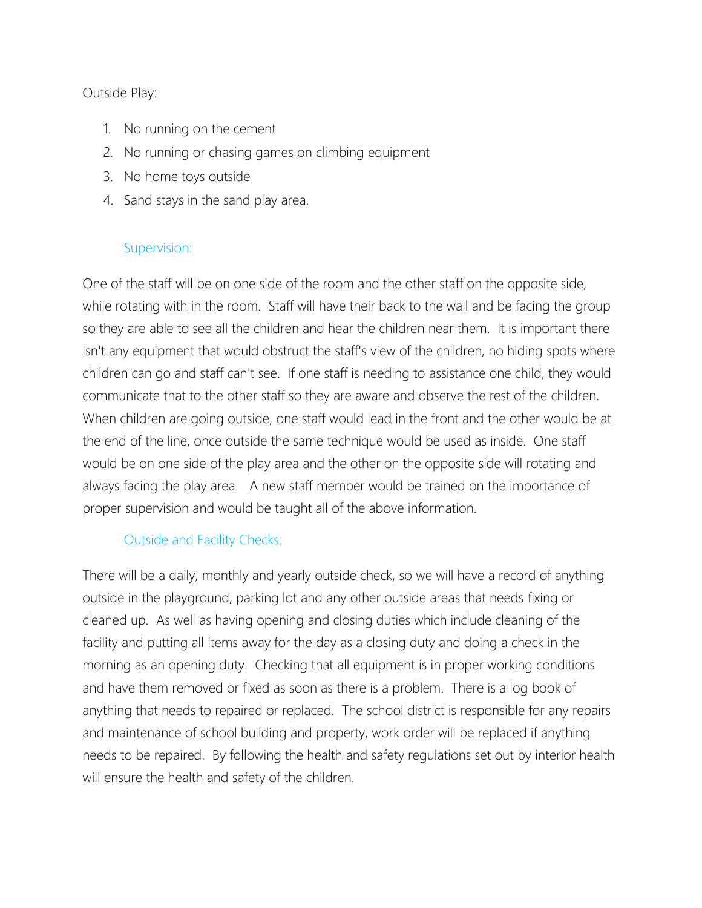Outside Play:

1. No running on the cement
2. No running or chasing games on climbing equipment
3. No home toys outside
4. Sand stays in the sand play area.

## Supervision:

One of the staff will be on one side of the room and the other staff on the opposite side, while rotating with in the room. Staff will have their back to the wall and be facing the group so they are able to see all the children and hear the children near them. It is important there isn't any equipment that would obstruct the staff's view of the children, no hiding spots where children can go and staff can't see. If one staff is needing to assistance one child, they would communicate that to the other staff so they are aware and observe the rest of the children. When children are going outside, one staff would lead in the front and the other would be at the end of the line, once outside the same technique would be used as inside. One staff would be on one side of the play area and the other on the opposite side will rotating and always facing the play area. A new staff member would be trained on the importance of proper supervision and would be taught all of the above information.

## Outside and Facility Checks:

There will be a daily, monthly and yearly outside check, so we will have a record of anything outside in the playground, parking lot and any other outside areas that needs fixing or cleaned up. As well as having opening and closing duties which include cleaning of the facility and putting all items away for the day as a closing duty and doing a check in the morning as an opening duty. Checking that all equipment is in proper working conditions and have them removed or fixed as soon as there is a problem. There is a log book of anything that needs to repaired or replaced. The school district is responsible for any repairs and maintenance of school building and property, work order will be replaced if anything needs to be repaired. By following the health and safety regulations set out by interior health will ensure the health and safety of the children.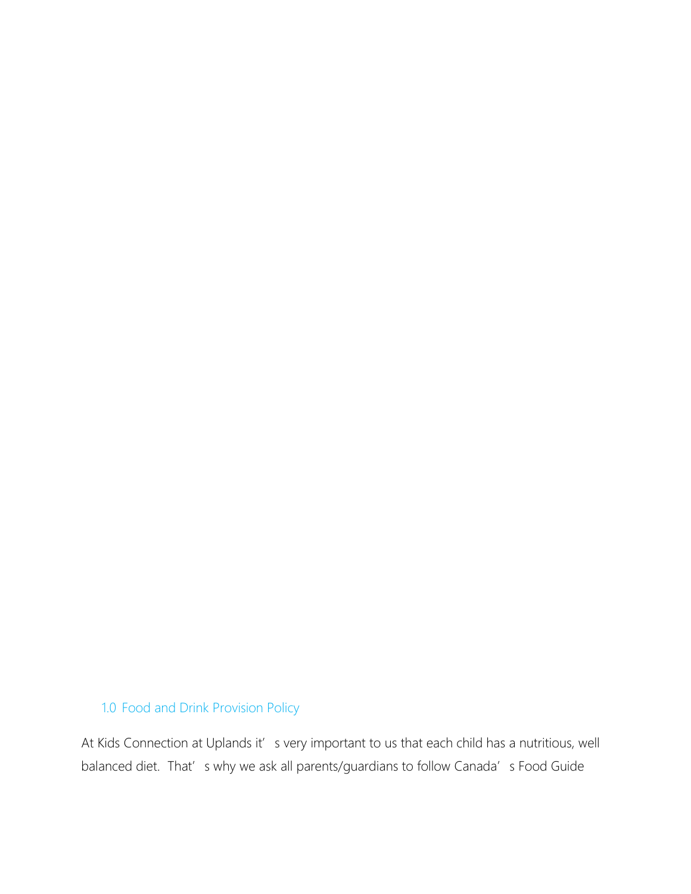## 1.0 Food and Drink Provision Policy

At Kids Connection at Uplands it's very important to us that each child has a nutritious, well balanced diet. That's why we ask all parents/guardians to follow Canada's Food Guide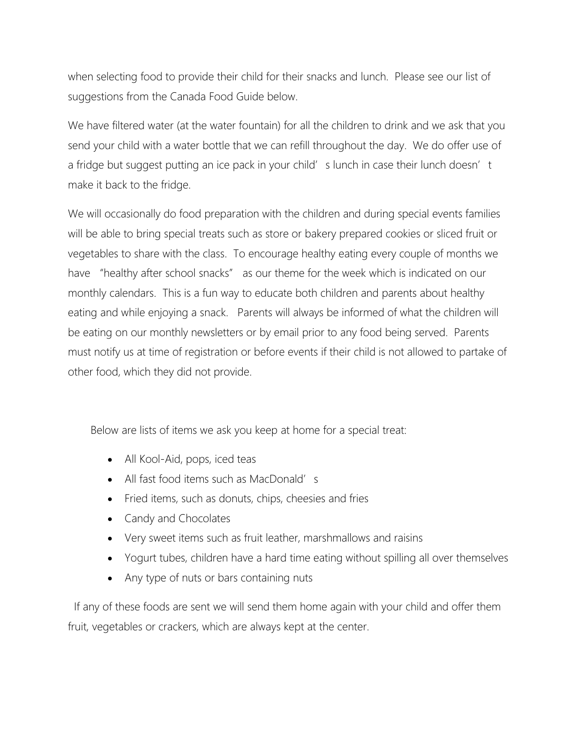when selecting food to provide their child for their snacks and lunch. Please see our list of suggestions from the Canada Food Guide below.

We have filtered water (at the water fountain) for all the children to drink and we ask that you send your child with a water bottle that we can refill throughout the day. We do offer use of a fridge but suggest putting an ice pack in your child's lunch in case their lunch doesn't make it back to the fridge.

We will occasionally do food preparation with the children and during special events families will be able to bring special treats such as store or bakery prepared cookies or sliced fruit or vegetables to share with the class. To encourage healthy eating every couple of months we have "healthy after school snacks" as our theme for the week which is indicated on our monthly calendars. This is a fun way to educate both children and parents about healthy eating and while enjoying a snack. Parents will always be informed of what the children will be eating on our monthly newsletters or by email prior to any food being served. Parents must notify us at time of registration or before events if their child is not allowed to partake of other food, which they did not provide.

Below are lists of items we ask you keep at home for a special treat:

- All Kool-Aid, pops, iced teas
- All fast food items such as MacDonald's
- Fried items, such as donuts, chips, cheesies and fries
- Candy and Chocolates
- Very sweet items such as fruit leather, marshmallows and raisins
- Yogurt tubes, children have a hard time eating without spilling all over themselves
- Any type of nuts or bars containing nuts

If any of these foods are sent we will send them home again with your child and offer them fruit, vegetables or crackers, which are always kept at the center.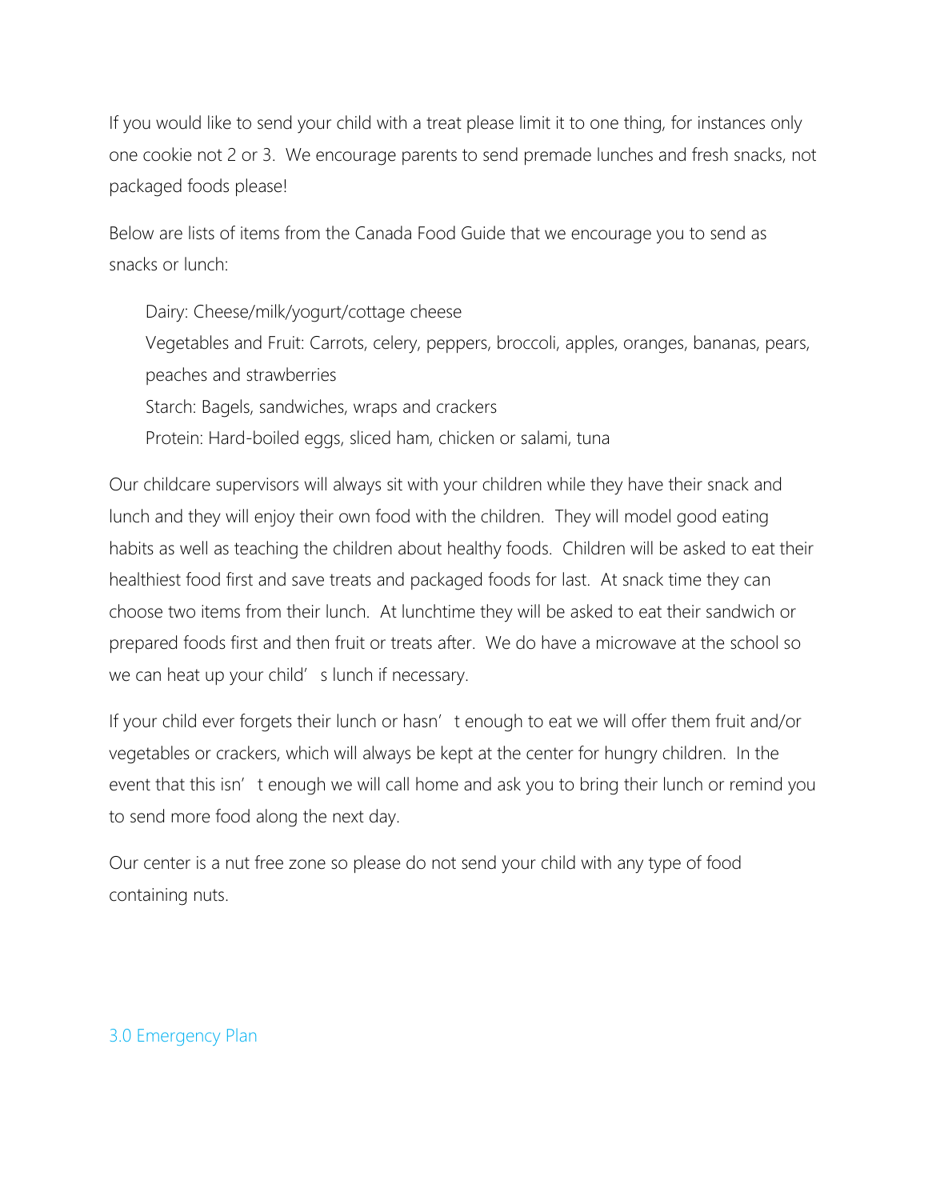If you would like to send your child with a treat please limit it to one thing, for instances only one cookie not 2 or 3. We encourage parents to send premade lunches and fresh snacks, not packaged foods please!

Below are lists of items from the Canada Food Guide that we encourage you to send as snacks or lunch:

Dairy: Cheese/milk/yogurt/cottage cheese
Vegetables and Fruit: Carrots, celery, peppers, broccoli, apples, oranges, bananas, pears, peaches and strawberries
Starch: Bagels, sandwiches, wraps and crackers
Protein: Hard-boiled eggs, sliced ham, chicken or salami, tuna

Our childcare supervisors will always sit with your children while they have their snack and lunch and they will enjoy their own food with the children. They will model good eating habits as well as teaching the children about healthy foods. Children will be asked to eat their healthiest food first and save treats and packaged foods for last. At snack time they can choose two items from their lunch. At lunchtime they will be asked to eat their sandwich or prepared foods first and then fruit or treats after. We do have a microwave at the school so we can heat up your child's lunch if necessary.

If your child ever forgets their lunch or hasn't enough to eat we will offer them fruit and/or vegetables or crackers, which will always be kept at the center for hungry children. In the event that this isn't enough we will call home and ask you to bring their lunch or remind you to send more food along the next day.

Our center is a nut free zone so please do not send your child with any type of food containing nuts.

## 3.0 Emergency Plan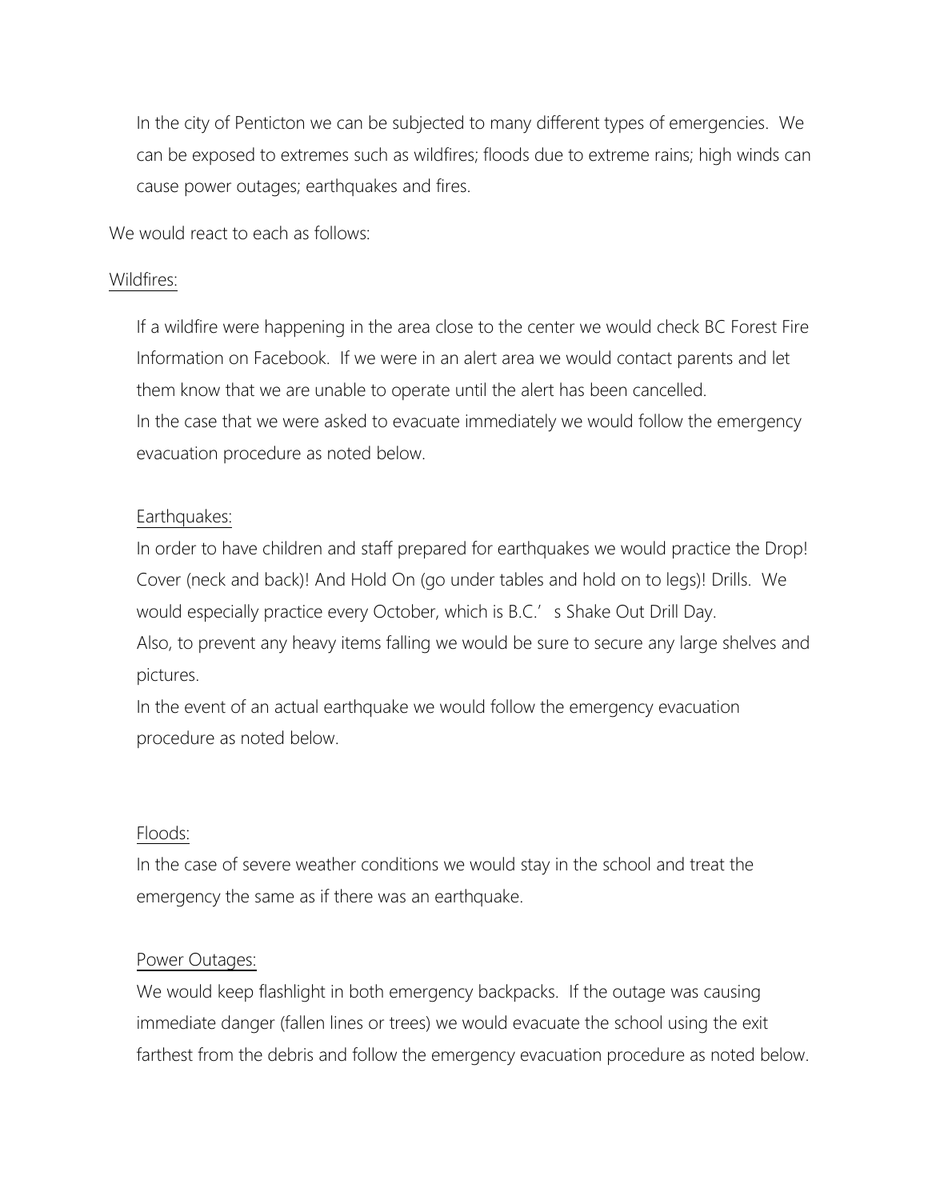In the city of Penticton we can be subjected to many different types of emergencies. We can be exposed to extremes such as wildfires; floods due to extreme rains; high winds can cause power outages; earthquakes and fires.

We would react to each as follows:

<u>Wildfires:</u>

If a wildfire were happening in the area close to the center we would check BC Forest Fire Information on Facebook. If we were in an alert area we would contact parents and let them know that we are unable to operate until the alert has been cancelled.
In the case that we were asked to evacuate immediately we would follow the emergency evacuation procedure as noted below.

<u>Earthquakes:</u>

In order to have children and staff prepared for earthquakes we would practice the Drop! Cover (neck and back)! And Hold On (go under tables and hold on to legs)! Drills. We would especially practice every October, which is B.C.' s Shake Out Drill Day.
Also, to prevent any heavy items falling we would be sure to secure any large shelves and pictures.
In the event of an actual earthquake we would follow the emergency evacuation procedure as noted below.

<u>Floods:</u>

In the case of severe weather conditions we would stay in the school and treat the emergency the same as if there was an earthquake.

<u>Power Outages:</u>

We would keep flashlight in both emergency backpacks. If the outage was causing immediate danger (fallen lines or trees) we would evacuate the school using the exit farthest from the debris and follow the emergency evacuation procedure as noted below.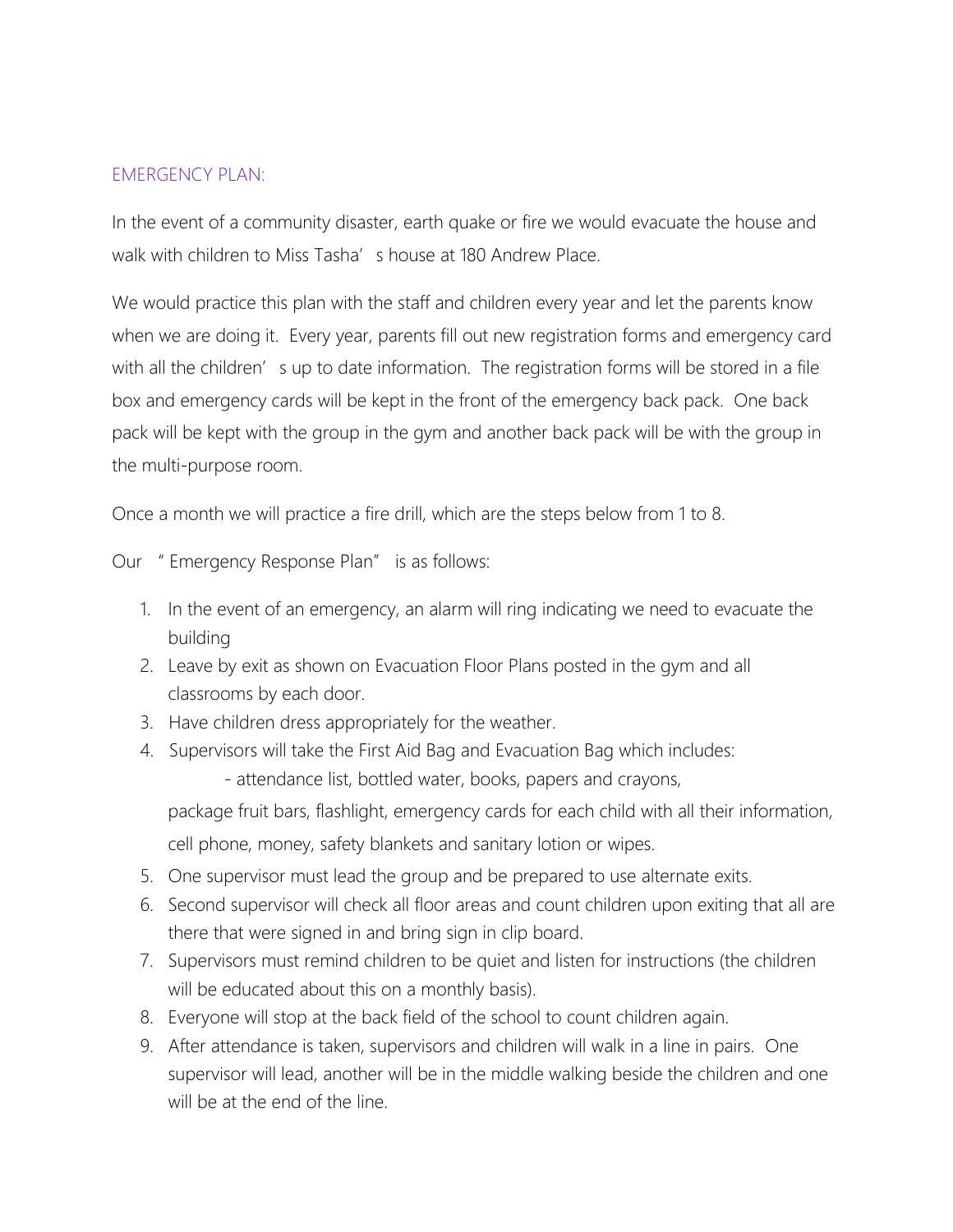## EMERGENCY PLAN:

In the event of a community disaster, earth quake or fire we would evacuate the house and walk with children to Miss Tasha's house at 180 Andrew Place.

We would practice this plan with the staff and children every year and let the parents know when we are doing it. Every year, parents fill out new registration forms and emergency card with all the children's up to date information. The registration forms will be stored in a file box and emergency cards will be kept in the front of the emergency back pack. One back pack will be kept with the group in the gym and another back pack will be with the group in the multi-purpose room.

Once a month we will practice a fire drill, which are the steps below from 1 to 8.

Our " Emergency Response Plan" is as follows:

1. In the event of an emergency, an alarm will ring indicating we need to evacuate the building
2. Leave by exit as shown on Evacuation Floor Plans posted in the gym and all classrooms by each door.
3. Have children dress appropriately for the weather.
4. Supervisors will take the First Aid Bag and Evacuation Bag which includes:
   - attendance list, bottled water, books, papers and crayons,

   package fruit bars, flashlight, emergency cards for each child with all their information, cell phone, money, safety blankets and sanitary lotion or wipes.
5. One supervisor must lead the group and be prepared to use alternate exits.
6. Second supervisor will check all floor areas and count children upon exiting that all are there that were signed in and bring sign in clip board.
7. Supervisors must remind children to be quiet and listen for instructions (the children will be educated about this on a monthly basis).
8. Everyone will stop at the back field of the school to count children again.
9. After attendance is taken, supervisors and children will walk in a line in pairs. One supervisor will lead, another will be in the middle walking beside the children and one will be at the end of the line.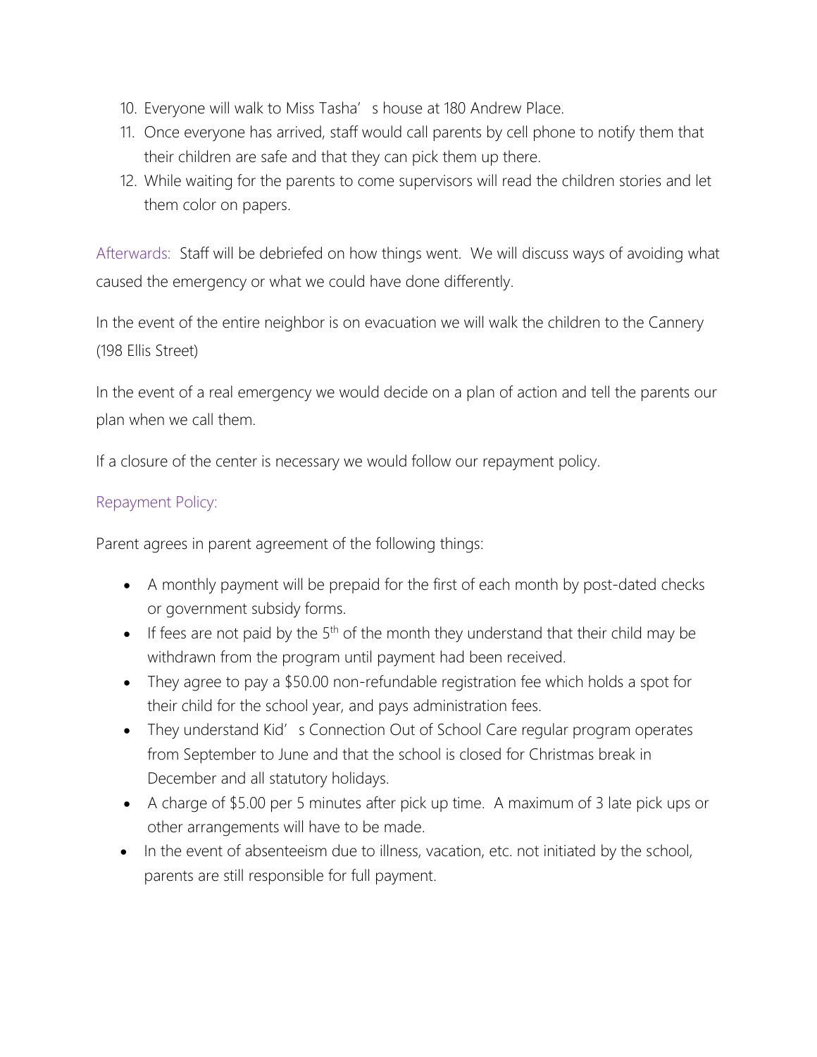10. Everyone will walk to Miss Tasha's house at 180 Andrew Place.
11. Once everyone has arrived, staff would call parents by cell phone to notify them that their children are safe and that they can pick them up there.
12. While waiting for the parents to come supervisors will read the children stories and let them color on papers.

Afterwards: Staff will be debriefed on how things went. We will discuss ways of avoiding what caused the emergency or what we could have done differently.

In the event of the entire neighbor is on evacuation we will walk the children to the Cannery (198 Ellis Street)

In the event of a real emergency we would decide on a plan of action and tell the parents our plan when we call them.

If a closure of the center is necessary we would follow our repayment policy.

Repayment Policy:

Parent agrees in parent agreement of the following things:

- A monthly payment will be prepaid for the first of each month by post-dated checks or government subsidy forms.
- If fees are not paid by the 5th of the month they understand that their child may be withdrawn from the program until payment had been received.
- They agree to pay a $50.00 non-refundable registration fee which holds a spot for their child for the school year, and pays administration fees.
- They understand Kid's Connection Out of School Care regular program operates from September to June and that the school is closed for Christmas break in December and all statutory holidays.
- A charge of $5.00 per 5 minutes after pick up time. A maximum of 3 late pick ups or other arrangements will have to be made.
- In the event of absenteeism due to illness, vacation, etc. not initiated by the school, parents are still responsible for full payment.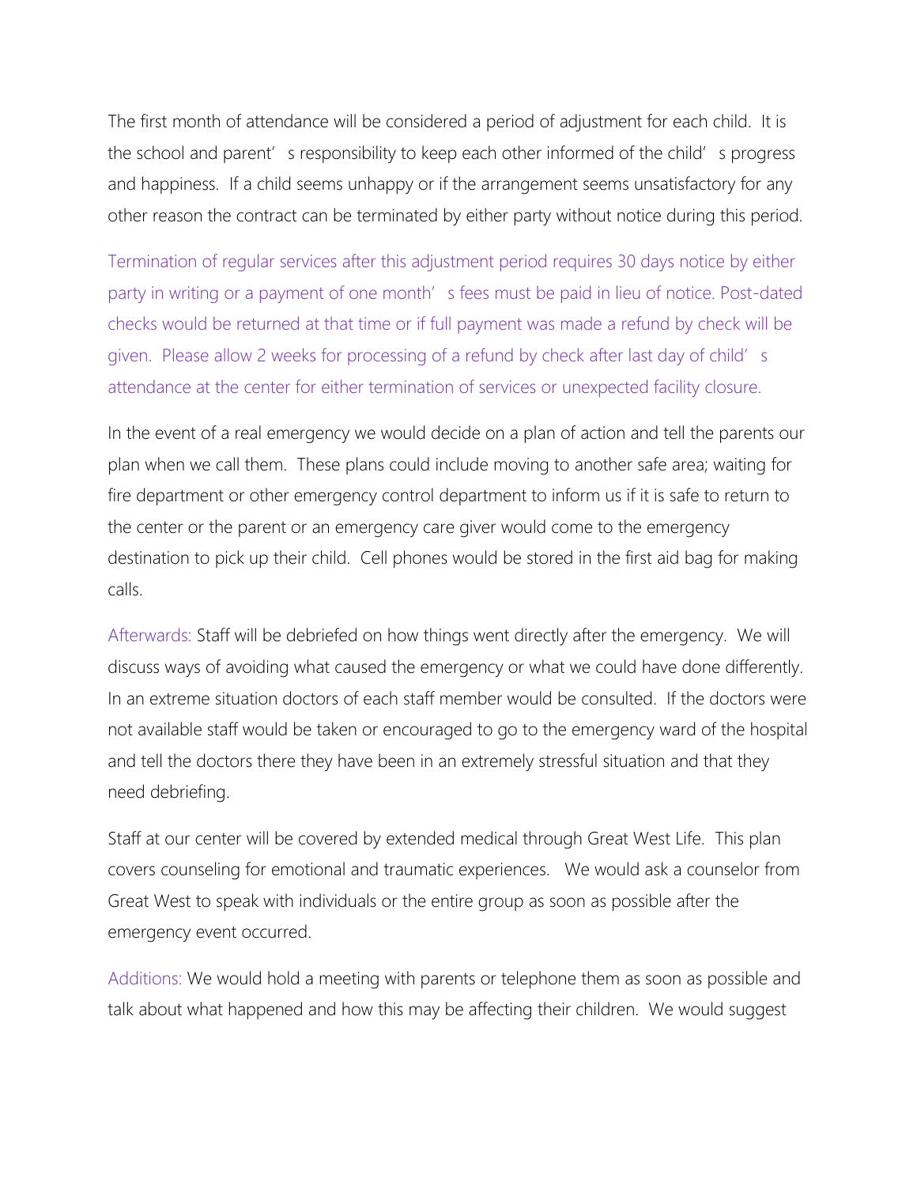The first month of attendance will be considered a period of adjustment for each child. It is the school and parent's responsibility to keep each other informed of the child's progress and happiness. If a child seems unhappy or if the arrangement seems unsatisfactory for any other reason the contract can be terminated by either party without notice during this period.

Termination of regular services after this adjustment period requires 30 days notice by either party in writing or a payment of one month's fees must be paid in lieu of notice. Post-dated checks would be returned at that time or if full payment was made a refund by check will be given. Please allow 2 weeks for processing of a refund by check after last day of child's attendance at the center for either termination of services or unexpected facility closure.

In the event of a real emergency we would decide on a plan of action and tell the parents our plan when we call them. These plans could include moving to another safe area; waiting for fire department or other emergency control department to inform us if it is safe to return to the center or the parent or an emergency care giver would come to the emergency destination to pick up their child. Cell phones would be stored in the first aid bag for making calls.

Afterwards: Staff will be debriefed on how things went directly after the emergency. We will discuss ways of avoiding what caused the emergency or what we could have done differently. In an extreme situation doctors of each staff member would be consulted. If the doctors were not available staff would be taken or encouraged to go to the emergency ward of the hospital and tell the doctors there they have been in an extremely stressful situation and that they need debriefing.

Staff at our center will be covered by extended medical through Great West Life. This plan covers counseling for emotional and traumatic experiences. We would ask a counselor from Great West to speak with individuals or the entire group as soon as possible after the emergency event occurred.

Additions: We would hold a meeting with parents or telephone them as soon as possible and talk about what happened and how this may be affecting their children. We would suggest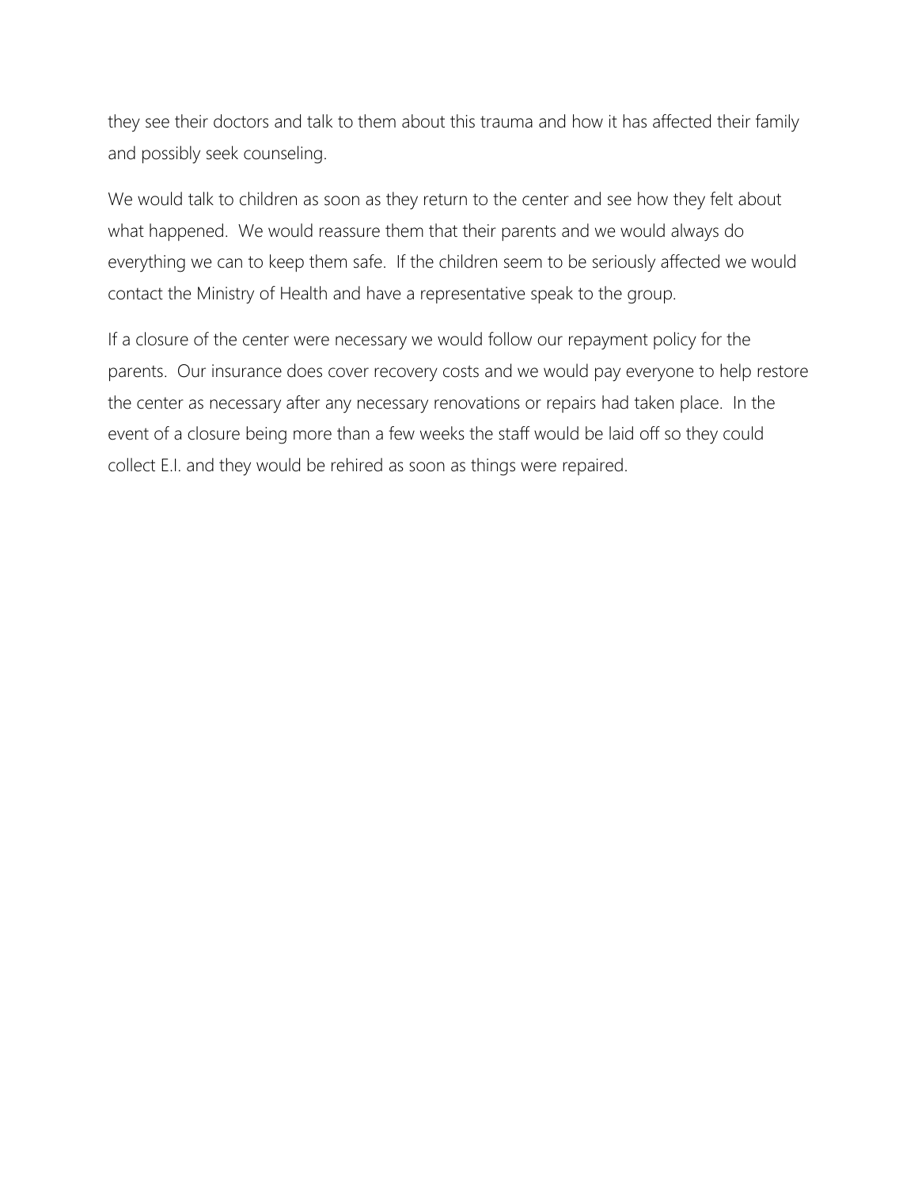they see their doctors and talk to them about this trauma and how it has affected their family and possibly seek counseling.

We would talk to children as soon as they return to the center and see how they felt about what happened. We would reassure them that their parents and we would always do everything we can to keep them safe. If the children seem to be seriously affected we would contact the Ministry of Health and have a representative speak to the group.

If a closure of the center were necessary we would follow our repayment policy for the parents. Our insurance does cover recovery costs and we would pay everyone to help restore the center as necessary after any necessary renovations or repairs had taken place. In the event of a closure being more than a few weeks the staff would be laid off so they could collect E.I. and they would be rehired as soon as things were repaired.